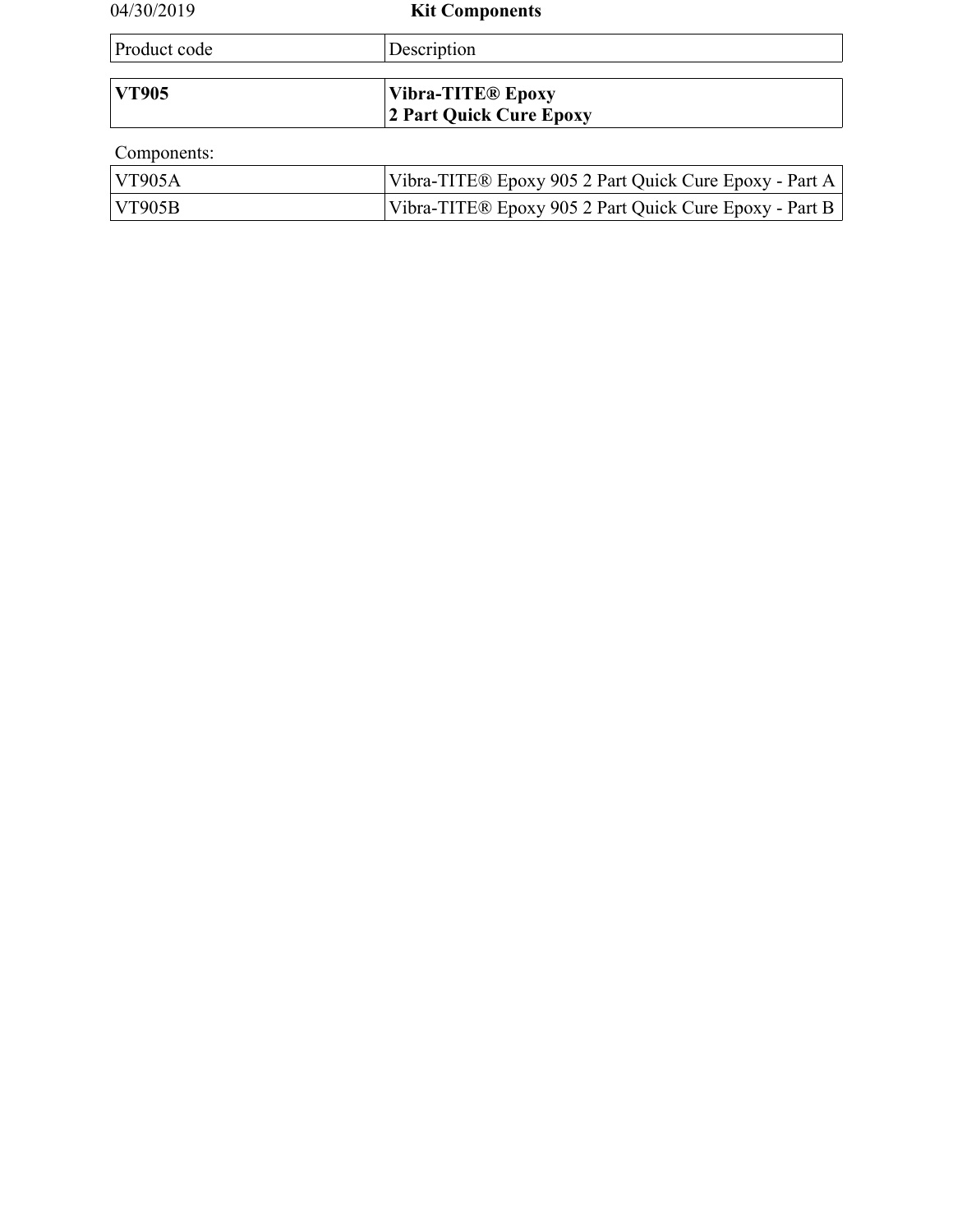04/30/2019

# Kit Components

| Product code | Description |
|---|---|
| **VT905** | **Vibra-TITE® Epoxy<br>2 Part Quick Cure Epoxy** |

Components:

| | |
|---|---|
| VT905A | Vibra-TITE® Epoxy 905 2 Part Quick Cure Epoxy - Part A |
| VT905B | Vibra-TITE® Epoxy 905 2 Part Quick Cure Epoxy - Part B |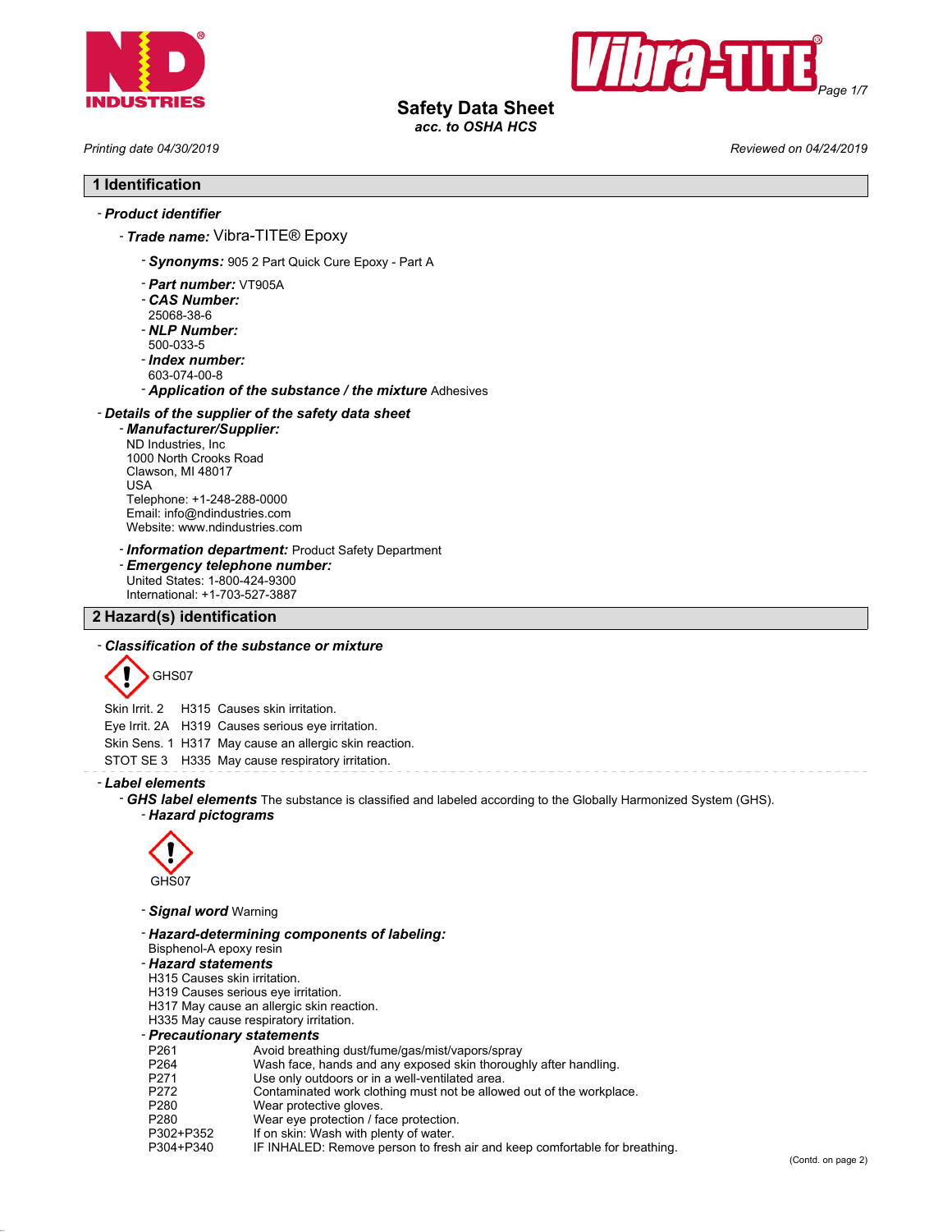Safety Data Sheet
*acc. to OSHA HCS*

*Printing date 04/30/2019* *Reviewed on 04/24/2019*

## 1 Identification

- ***Product identifier***
  - ***Trade name:*** Vibra-TITE® Epoxy
    - ***Synonyms:*** 905 2 Part Quick Cure Epoxy - Part A
    - ***Part number:*** VT905A
    - ***CAS Number:***
      25068-38-6
    - ***NLP Number:***
      500-033-5
    - ***Index number:***
      603-074-00-8
    - ***Application of the substance / the mixture*** Adhesives
- ***Details of the supplier of the safety data sheet***
  - ***Manufacturer/Supplier:***
    ND Industries, Inc
    1000 North Crooks Road
    Clawson, MI 48017
    USA
    Telephone: +1-248-288-0000
    Email: info@ndindustries.com
    Website: www.ndindustries.com
  - ***Information department:*** Product Safety Department
  - ***Emergency telephone number:***
    United States: 1-800-424-9300
    International: +1-703-527-3887

## 2 Hazard(s) identification

- ***Classification of the substance or mixture***

GHS07

| | | |
|---|---|---|
| Skin Irrit. 2 | H315 | Causes skin irritation. |
| Eye Irrit. 2A | H319 | Causes serious eye irritation. |
| Skin Sens. 1 | H317 | May cause an allergic skin reaction. |
| STOT SE 3 | H335 | May cause respiratory irritation. |

- ***Label elements***
  - ***GHS label elements*** The substance is classified and labeled according to the Globally Harmonized System (GHS).
    - ***Hazard pictograms***

      GHS07

    - ***Signal word*** Warning
    - ***Hazard-determining components of labeling:***
      Bisphenol-A epoxy resin
    - ***Hazard statements***
      H315 Causes skin irritation.
      H319 Causes serious eye irritation.
      H317 May cause an allergic skin reaction.
      H335 May cause respiratory irritation.
    - ***Precautionary statements***

| | |
|---|---|
| P261 | Avoid breathing dust/fume/gas/mist/vapors/spray |
| P264 | Wash face, hands and any exposed skin thoroughly after handling. |
| P271 | Use only outdoors or in a well-ventilated area. |
| P272 | Contaminated work clothing must not be allowed out of the workplace. |
| P280 | Wear protective gloves. |
| P280 | Wear eye protection / face protection. |
| P302+P352 | If on skin: Wash with plenty of water. |
| P304+P340 | IF INHALED: Remove person to fresh air and keep comfortable for breathing. |

(Contd. on page 2)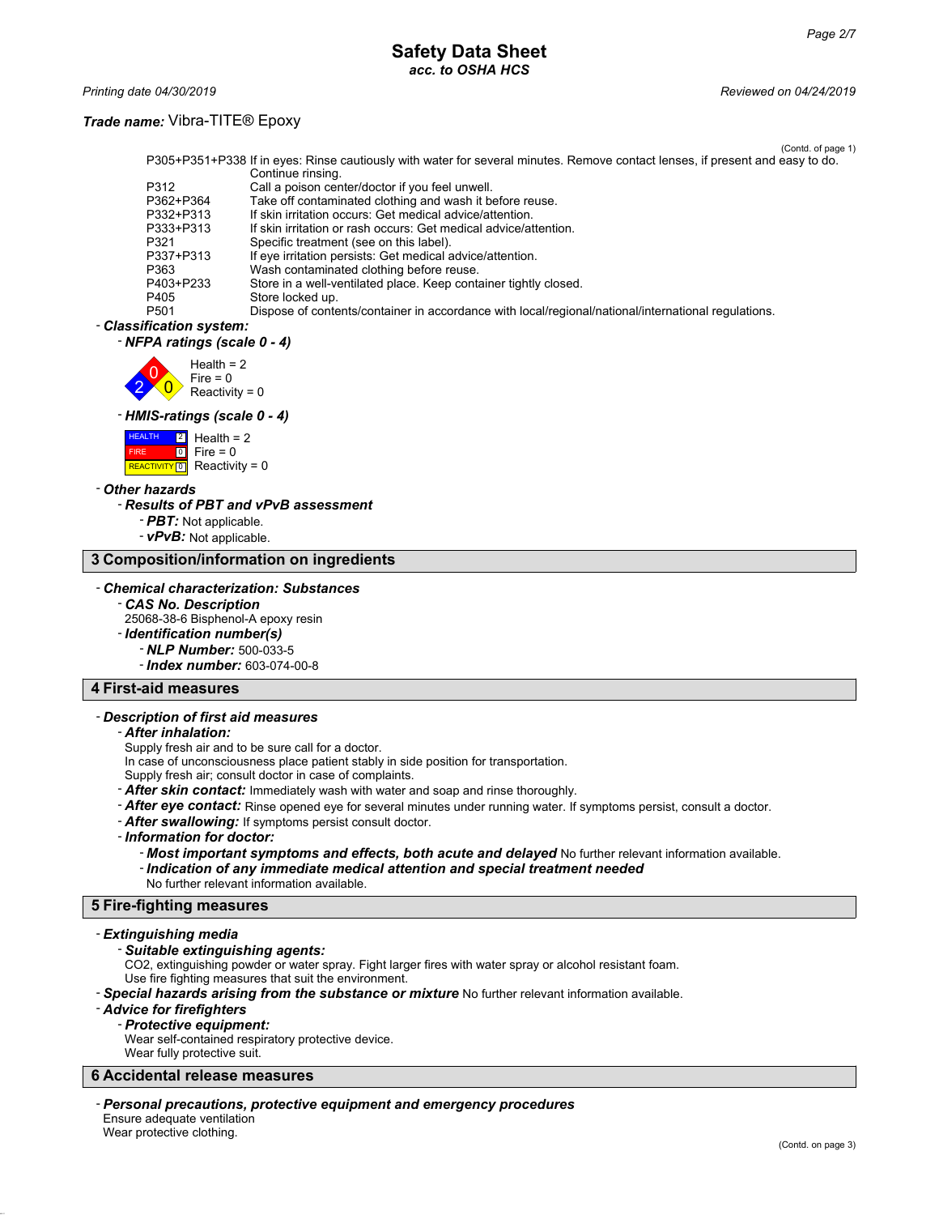**Trade name:** Vibra-TITE® Epoxy

(Contd. of page 1)

| | |
|---|---|
| P305+P351+P338 | If in eyes: Rinse cautiously with water for several minutes. Remove contact lenses, if present and easy to do. Continue rinsing. |
| P312 | Call a poison center/doctor if you feel unwell. |
| P362+P364 | Take off contaminated clothing and wash it before reuse. |
| P332+P313 | If skin irritation occurs: Get medical advice/attention. |
| P333+P313 | If skin irritation or rash occurs: Get medical advice/attention. |
| P321 | Specific treatment (see on this label). |
| P337+P313 | If eye irritation persists: Get medical advice/attention. |
| P363 | Wash contaminated clothing before reuse. |
| P403+P233 | Store in a well-ventilated place. Keep container tightly closed. |
| P405 | Store locked up. |
| P501 | Dispose of contents/container in accordance with local/regional/national/international regulations. |

- ***Classification system:***
  - ***NFPA ratings (scale 0 - 4)***

    Health = 2
    Fire = 0
    Reactivity = 0

  - ***HMIS-ratings (scale 0 - 4)***

    HEALTH 2 Health = 2
    FIRE 0 Fire = 0
    REACTIVITY 0 Reactivity = 0

- ***Other hazards***
  - ***Results of PBT and vPvB assessment***
    - ***PBT:*** Not applicable.
    - ***vPvB:*** Not applicable.

## 3 Composition/information on ingredients

- ***Chemical characterization: Substances***
  - ***CAS No. Description***
    25068-38-6 Bisphenol-A epoxy resin
  - ***Identification number(s)***
    - ***NLP Number:*** 500-033-5
    - ***Index number:*** 603-074-00-8

## 4 First-aid measures

- ***Description of first aid measures***
  - ***After inhalation:***
    Supply fresh air and to be sure call for a doctor.
    In case of unconsciousness place patient stably in side position for transportation.
    Supply fresh air; consult doctor in case of complaints.
  - ***After skin contact:*** Immediately wash with water and soap and rinse thoroughly.
  - ***After eye contact:*** Rinse opened eye for several minutes under running water. If symptoms persist, consult a doctor.
  - ***After swallowing:*** If symptoms persist consult doctor.
  - ***Information for doctor:***
    - ***Most important symptoms and effects, both acute and delayed*** No further relevant information available.
    - ***Indication of any immediate medical attention and special treatment needed***
      No further relevant information available.

## 5 Fire-fighting measures

- ***Extinguishing media***
  - ***Suitable extinguishing agents:***
    CO2, extinguishing powder or water spray. Fight larger fires with water spray or alcohol resistant foam.
    Use fire fighting measures that suit the environment.
- ***Special hazards arising from the substance or mixture*** No further relevant information available.
- ***Advice for firefighters***
  - ***Protective equipment:***
    Wear self-contained respiratory protective device.
    Wear fully protective suit.

## 6 Accidental release measures

- ***Personal precautions, protective equipment and emergency procedures***
  Ensure adequate ventilation
  Wear protective clothing.

(Contd. on page 3)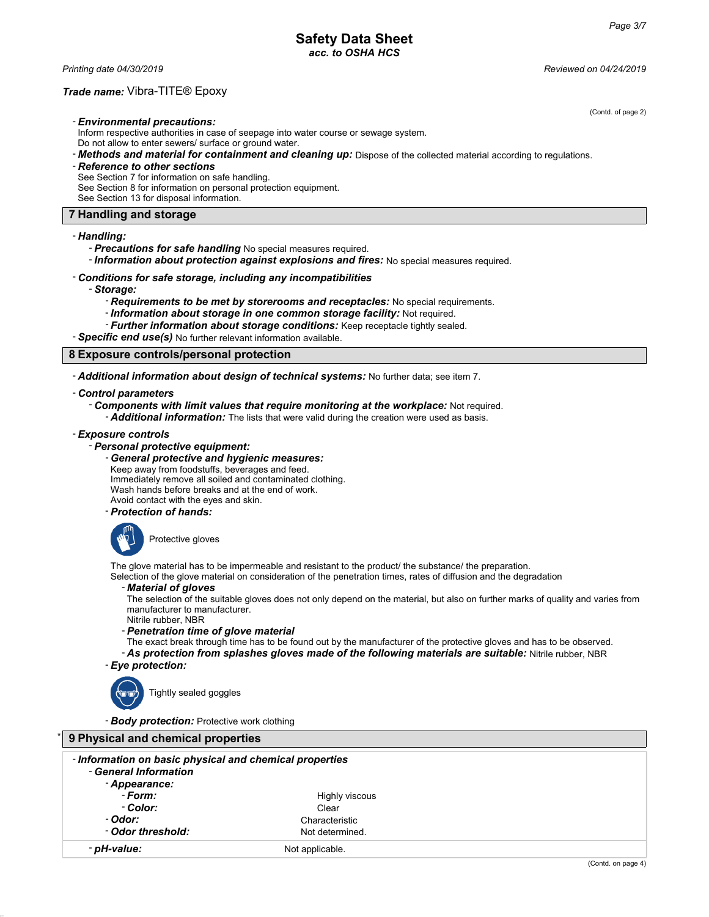Trade name: Vibra-TITE® Epoxy

(Contd. of page 2)

- ***Environmental precautions:***
  Inform respective authorities in case of seepage into water course or sewage system.
  Do not allow to enter sewers/ surface or ground water.
- ***Methods and material for containment and cleaning up:*** Dispose of the collected material according to regulations.
- ***Reference to other sections***
  See Section 7 for information on safe handling.
  See Section 8 for information on personal protection equipment.
  See Section 13 for disposal information.

## 7 Handling and storage

- ***Handling:***
  - ***Precautions for safe handling*** No special measures required.
  - ***Information about protection against explosions and fires:*** No special measures required.
- ***Conditions for safe storage, including any incompatibilities***
  - ***Storage:***
    - ***Requirements to be met by storerooms and receptacles:*** No special requirements.
    - ***Information about storage in one common storage facility:*** Not required.
    - ***Further information about storage conditions:*** Keep receptacle tightly sealed.
- ***Specific end use(s)*** No further relevant information available.

## 8 Exposure controls/personal protection

- ***Additional information about design of technical systems:*** No further data; see item 7.
- ***Control parameters***
  - ***Components with limit values that require monitoring at the workplace:*** Not required.
    - ***Additional information:*** The lists that were valid during the creation were used as basis.
- ***Exposure controls***
  - ***Personal protective equipment:***
    - ***General protective and hygienic measures:***
      Keep away from foodstuffs, beverages and feed.
      Immediately remove all soiled and contaminated clothing.
      Wash hands before breaks and at the end of work.
      Avoid contact with the eyes and skin.
    - ***Protection of hands:***

      Protective gloves

      The glove material has to be impermeable and resistant to the product/ the substance/ the preparation.
      Selection of the glove material on consideration of the penetration times, rates of diffusion and the degradation
      - ***Material of gloves***
        The selection of the suitable gloves does not only depend on the material, but also on further marks of quality and varies from manufacturer to manufacturer.
        Nitrile rubber, NBR
      - ***Penetration time of glove material***
        The exact break through time has to be found out by the manufacturer of the protective gloves and has to be observed.
      - ***As protection from splashes gloves made of the following materials are suitable:*** Nitrile rubber, NBR
    - ***Eye protection:***

      Tightly sealed goggles

    - ***Body protection:*** Protective work clothing

## * 9 Physical and chemical properties

- ***Information on basic physical and chemical properties***
  - ***General Information***
    - ***Appearance:***
      - ***Form:*** Highly viscous
      - ***Color:*** Clear
    - ***Odor:*** Characteristic
    - ***Odor threshold:*** Not determined.
  - ***pH-value:*** Not applicable.

(Contd. on page 4)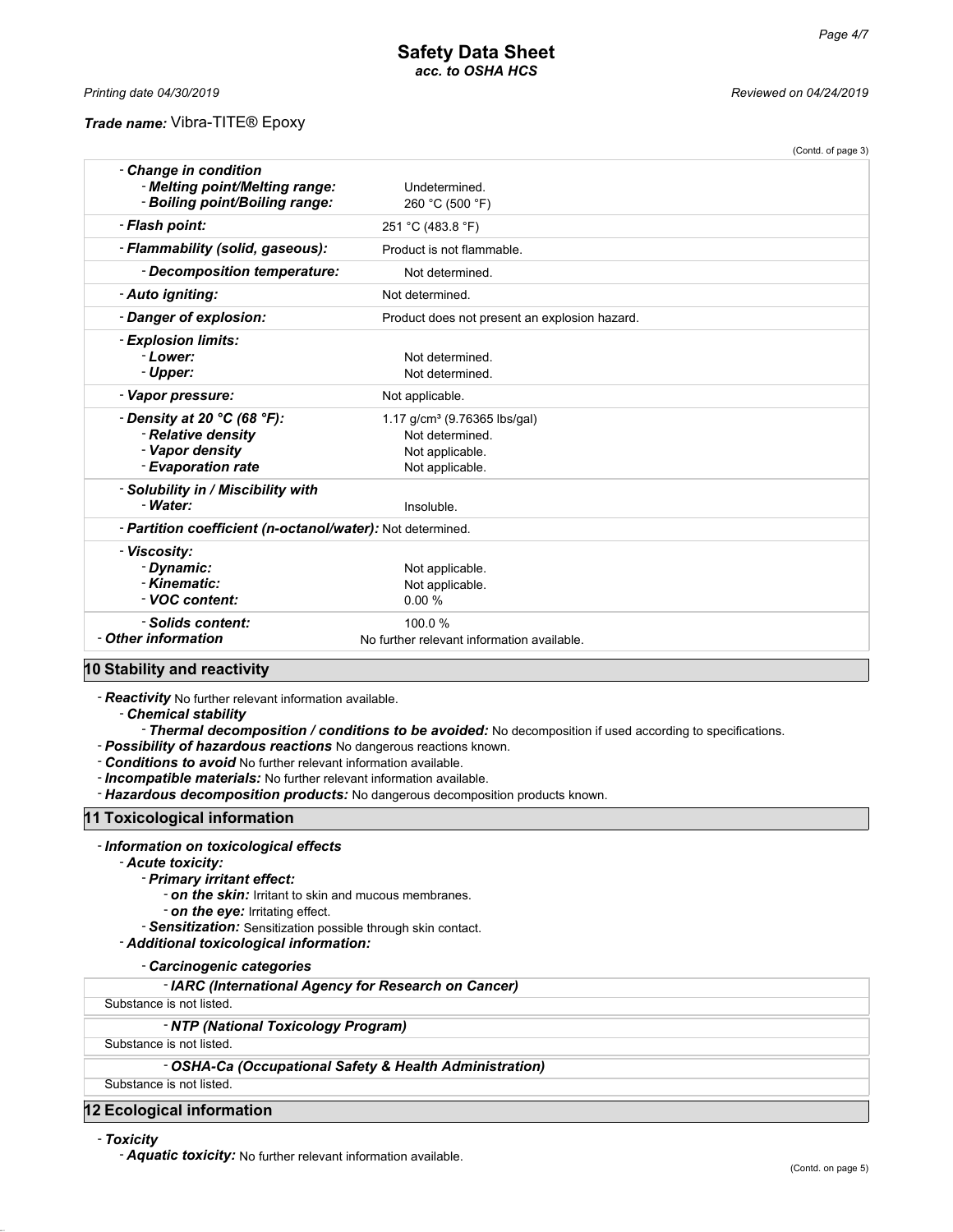**Safety Data Sheet**
*acc. to OSHA HCS*

*Printing date 04/30/2019* *Reviewed on 04/24/2019*

***Trade name:*** Vibra-TITE® Epoxy

(Contd. of page 3)

| | |
|---|---|
| - ***Change in condition*** | |
| - ***Melting point/Melting range:*** | Undetermined. |
| - ***Boiling point/Boiling range:*** | 260 °C (500 °F) |
| - ***Flash point:*** | 251 °C (483.8 °F) |
| - ***Flammability (solid, gaseous):*** | Product is not flammable. |
| - ***Decomposition temperature:*** | Not determined. |
| - ***Auto igniting:*** | Not determined. |
| - ***Danger of explosion:*** | Product does not present an explosion hazard. |
| - ***Explosion limits:*** | |
| - ***Lower:*** | Not determined. |
| - ***Upper:*** | Not determined. |
| - ***Vapor pressure:*** | Not applicable. |
| - ***Density at 20 °C (68 °F):*** | 1.17 g/cm³ (9.76365 lbs/gal) |
| - ***Relative density*** | Not determined. |
| - ***Vapor density*** | Not applicable. |
| - ***Evaporation rate*** | Not applicable. |
| - ***Solubility in / Miscibility with*** | |
| - ***Water:*** | Insoluble. |
| - ***Partition coefficient (n-octanol/water):*** | Not determined. |
| - ***Viscosity:*** | |
| - ***Dynamic:*** | Not applicable. |
| - ***Kinematic:*** | Not applicable. |
| - ***VOC content:*** | 0.00 % |
| - ***Solids content:*** | 100.0 % |
| - ***Other information*** | No further relevant information available. |

## 10 Stability and reactivity

- ***Reactivity*** No further relevant information available.
  - ***Chemical stability***
    - ***Thermal decomposition / conditions to be avoided:*** No decomposition if used according to specifications.
- ***Possibility of hazardous reactions*** No dangerous reactions known.
- ***Conditions to avoid*** No further relevant information available.
- ***Incompatible materials:*** No further relevant information available.
- ***Hazardous decomposition products:*** No dangerous decomposition products known.

## 11 Toxicological information

- ***Information on toxicological effects***
  - ***Acute toxicity:***
    - ***Primary irritant effect:***
      - ***on the skin:*** Irritant to skin and mucous membranes.
      - ***on the eye:*** Irritating effect.
    - ***Sensitization:*** Sensitization possible through skin contact.
  - ***Additional toxicological information:***
    - ***Carcinogenic categories***

| - ***IARC (International Agency for Research on Cancer)*** |
|---|
| Substance is not listed. |

| - ***NTP (National Toxicology Program)*** |
|---|
| Substance is not listed. |

| - ***OSHA-Ca (Occupational Safety & Health Administration)*** |
|---|
| Substance is not listed. |

## 12 Ecological information

- ***Toxicity***
  - ***Aquatic toxicity:*** No further relevant information available.

(Contd. on page 5)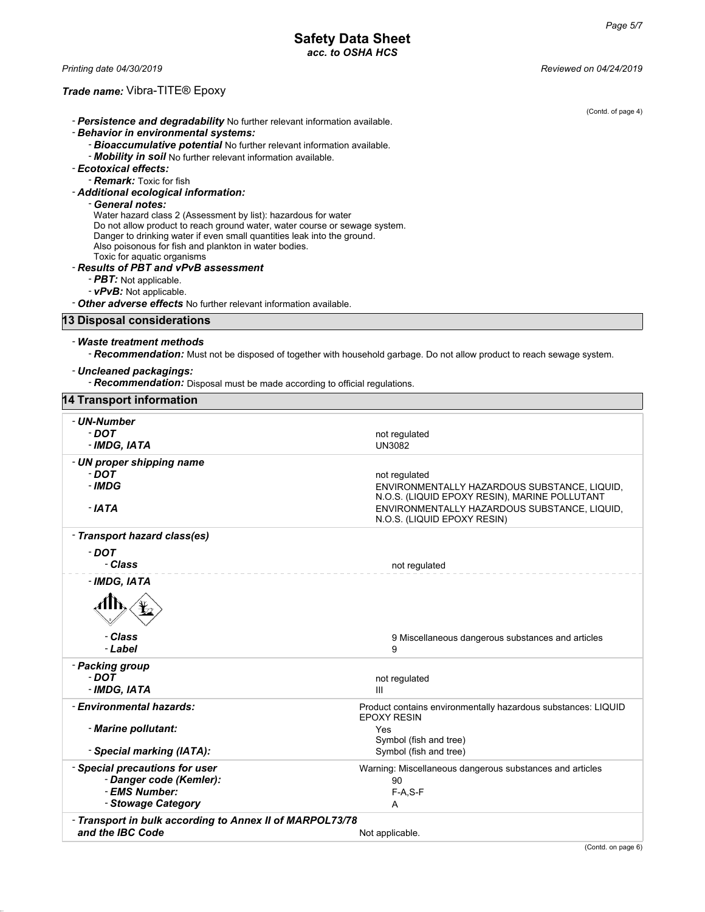# Safety Data Sheet
*acc. to OSHA HCS*

*Printing date 04/30/2019* *Reviewed on 04/24/2019*

***Trade name:*** Vibra-TITE® Epoxy

(Contd. of page 4)

- ***Persistence and degradability*** No further relevant information available.
- ***Behavior in environmental systems:***
  - ***Bioaccumulative potential*** No further relevant information available.
  - ***Mobility in soil*** No further relevant information available.
- ***Ecotoxical effects:***
  - ***Remark:*** Toxic for fish
- ***Additional ecological information:***
  - ***General notes:***
    Water hazard class 2 (Assessment by list): hazardous for water
    Do not allow product to reach ground water, water course or sewage system.
    Danger to drinking water if even small quantities leak into the ground.
    Also poisonous for fish and plankton in water bodies.
    Toxic for aquatic organisms
- ***Results of PBT and vPvB assessment***
  - ***PBT:*** Not applicable.
  - ***vPvB:*** Not applicable.
- ***Other adverse effects*** No further relevant information available.

## 13 Disposal considerations

- ***Waste treatment methods***
  - ***Recommendation:*** Must not be disposed of together with household garbage. Do not allow product to reach sewage system.
- ***Uncleaned packagings:***
  - ***Recommendation:*** Disposal must be made according to official regulations.

## 14 Transport information

| | |
|---|---|
| - ***UN-Number*** | |
| - ***DOT*** | not regulated |
| - ***IMDG, IATA*** | UN3082 |
| - ***UN proper shipping name*** | |
| - ***DOT*** | not regulated |
| - ***IMDG*** | ENVIRONMENTALLY HAZARDOUS SUBSTANCE, LIQUID, N.O.S. (LIQUID EPOXY RESIN), MARINE POLLUTANT |
| - ***IATA*** | ENVIRONMENTALLY HAZARDOUS SUBSTANCE, LIQUID, N.O.S. (LIQUID EPOXY RESIN) |
| - ***Transport hazard class(es)*** | |
| - ***DOT*** | |
| - ***Class*** | not regulated |
| - ***IMDG, IATA*** | |
| - ***Class*** | 9 Miscellaneous dangerous substances and articles |
| - ***Label*** | 9 |
| - ***Packing group*** | |
| - ***DOT*** | not regulated |
| - ***IMDG, IATA*** | III |
| - ***Environmental hazards:*** | Product contains environmentally hazardous substances: LIQUID EPOXY RESIN |
| - ***Marine pollutant:*** | Yes<br>Symbol (fish and tree) |
| - ***Special marking (IATA):*** | Symbol (fish and tree) |
| - ***Special precautions for user*** | Warning: Miscellaneous dangerous substances and articles |
| - ***Danger code (Kemler):*** | 90 |
| - ***EMS Number:*** | F-A,S-F |
| - ***Stowage Category*** | A |
| - ***Transport in bulk according to Annex II of MARPOL73/78 and the IBC Code*** | Not applicable. |

(Contd. on page 6)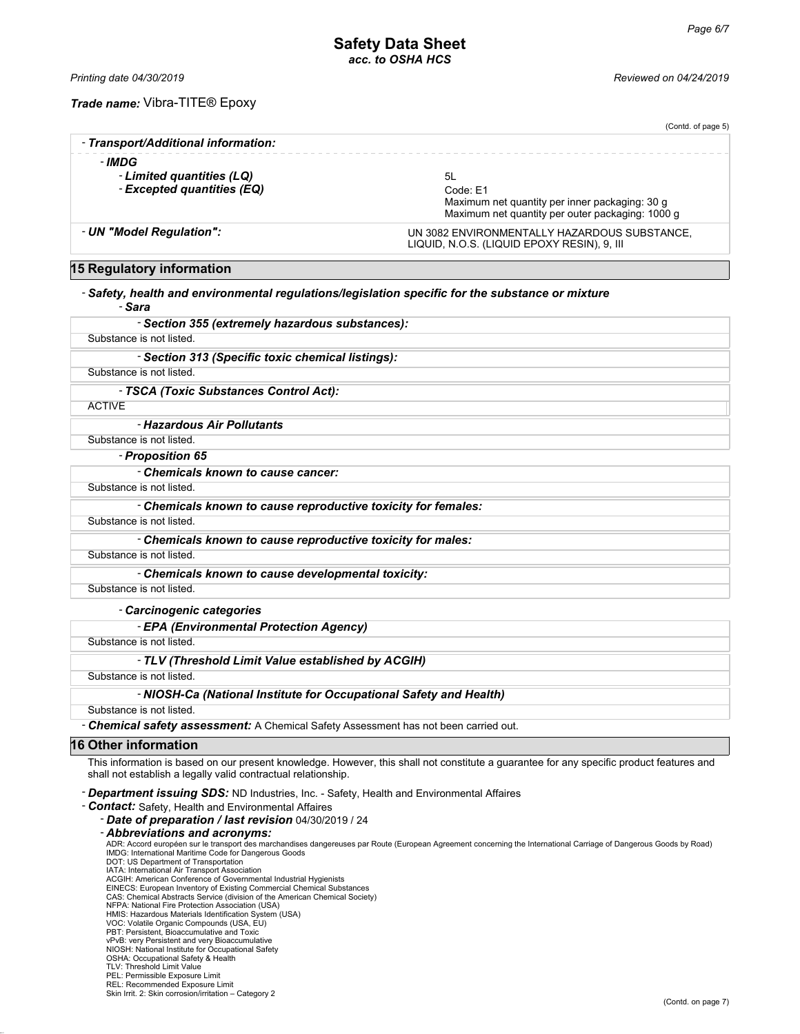# Safety Data Sheet
*acc. to OSHA HCS*

*Printing date 04/30/2019* *Reviewed on 04/24/2019*

***Trade name:*** Vibra-TITE® Epoxy

(Contd. of page 5)

- ***Transport/Additional information:***
  - ***IMDG***
    - ***Limited quantities (LQ)*** 5L
    - ***Excepted quantities (EQ)*** Code: E1
      Maximum net quantity per inner packaging: 30 g
      Maximum net quantity per outer packaging: 1000 g
- ***UN "Model Regulation":*** UN 3082 ENVIRONMENTALLY HAZARDOUS SUBSTANCE, LIQUID, N.O.S. (LIQUID EPOXY RESIN), 9, III

## 15 Regulatory information

- ***Safety, health and environmental regulations/legislation specific for the substance or mixture***
  - ***Sara***

- ***Section 355 (extremely hazardous substances):***
Substance is not listed.

- ***Section 313 (Specific toxic chemical listings):***
Substance is not listed.

- ***TSCA (Toxic Substances Control Act):***
ACTIVE

- ***Hazardous Air Pollutants***
Substance is not listed.

- ***Proposition 65***

- ***Chemicals known to cause cancer:***
Substance is not listed.

- ***Chemicals known to cause reproductive toxicity for females:***
Substance is not listed.

- ***Chemicals known to cause reproductive toxicity for males:***
Substance is not listed.

- ***Chemicals known to cause developmental toxicity:***
Substance is not listed.

- ***Carcinogenic categories***

- ***EPA (Environmental Protection Agency)***
Substance is not listed.

- ***TLV (Threshold Limit Value established by ACGIH)***
Substance is not listed.

- ***NIOSH-Ca (National Institute for Occupational Safety and Health)***
Substance is not listed.

- ***Chemical safety assessment:*** A Chemical Safety Assessment has not been carried out.

## 16 Other information

This information is based on our present knowledge. However, this shall not constitute a guarantee for any specific product features and shall not establish a legally valid contractual relationship.

- ***Department issuing SDS:*** ND Industries, Inc. - Safety, Health and Environmental Affaires
- ***Contact:*** Safety, Health and Environmental Affaires
  - ***Date of preparation / last revision*** 04/30/2019 / 24
  - ***Abbreviations and acronyms:***

ADR: Accord européen sur le transport des marchandises dangereuses par Route (European Agreement concerning the International Carriage of Dangerous Goods by Road)
IMDG: International Maritime Code for Dangerous Goods
DOT: US Department of Transportation
IATA: International Air Transport Association
ACGIH: American Conference of Governmental Industrial Hygienists
EINECS: European Inventory of Existing Commercial Chemical Substances
CAS: Chemical Abstracts Service (division of the American Chemical Society)
NFPA: National Fire Protection Association (USA)
HMIS: Hazardous Materials Identification System (USA)
VOC: Volatile Organic Compounds (USA, EU)
PBT: Persistent, Bioaccumulative and Toxic
vPvB: very Persistent and very Bioaccumulative
NIOSH: National Institute for Occupational Safety
OSHA: Occupational Safety & Health
TLV: Threshold Limit Value
PEL: Permissible Exposure Limit
REL: Recommended Exposure Limit
Skin Irrit. 2: Skin corrosion/irritation – Category 2

(Contd. on page 7)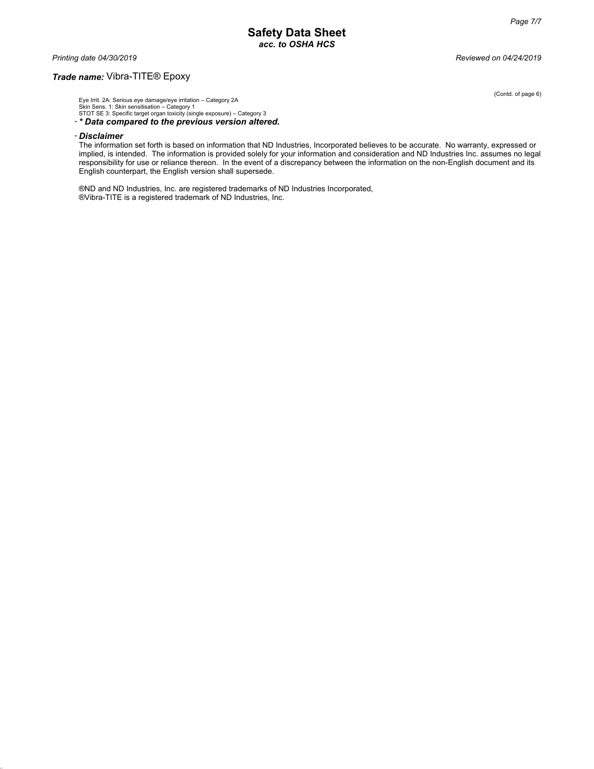(Contd. of page 6)

Eye Irrit. 2A: Serious eye damage/eye irritation – Category 2A
Skin Sens. 1: Skin sensitisation – Category 1
STOT SE 3: Specific target organ toxicity (single exposure) – Category 3

- ***\* Data compared to the previous version altered.***

- ***Disclaimer***

The information set forth is based on information that ND Industries, Incorporated believes to be accurate. No warranty, expressed or implied, is intended. The information is provided solely for your information and consideration and ND Industries Inc. assumes no legal responsibility for use or reliance thereon. In the event of a discrepancy between the information on the non-English document and its English counterpart, the English version shall supersede.

®ND and ND Industries, Inc. are registered trademarks of ND Industries Incorporated,
®Vibra-TITE is a registered trademark of ND Industries, Inc.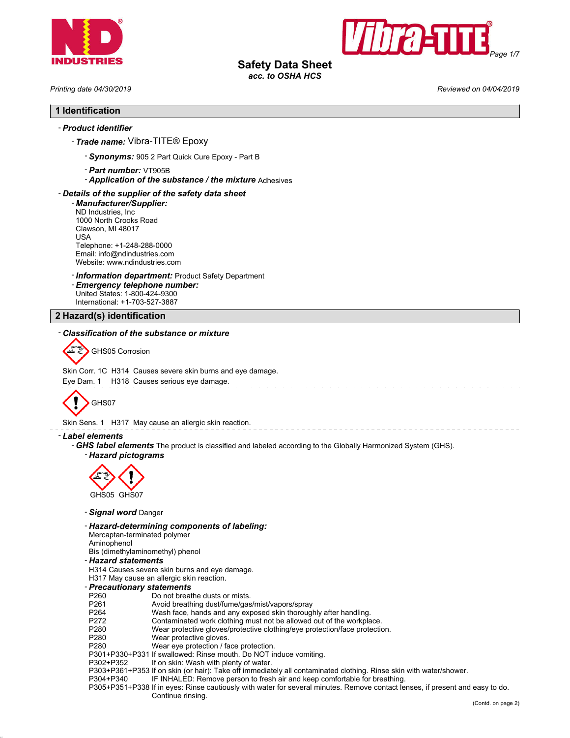# Safety Data Sheet
*acc. to OSHA HCS*

Printing date 04/30/2019 Reviewed on 04/04/2019

## 1 Identification

- ***Product identifier***
  - ***Trade name:*** Vibra-TITE® Epoxy
    - ***Synonyms:*** 905 2 Part Quick Cure Epoxy - Part B
    - ***Part number:*** VT905B
    - ***Application of the substance / the mixture*** Adhesives
- ***Details of the supplier of the safety data sheet***
  - ***Manufacturer/Supplier:***
    ND Industries, Inc
    1000 North Crooks Road
    Clawson, MI 48017
    USA
    Telephone: +1-248-288-0000
    Email: info@ndindustries.com
    Website: www.ndindustries.com
  - ***Information department:*** Product Safety Department
  - ***Emergency telephone number:***
    United States: 1-800-424-9300
    International: +1-703-527-3887

## 2 Hazard(s) identification

- ***Classification of the substance or mixture***

GHS05 Corrosion

Skin Corr. 1C H314 Causes severe skin burns and eye damage.
Eye Dam. 1 H318 Causes serious eye damage.

GHS07

Skin Sens. 1 H317 May cause an allergic skin reaction.

- ***Label elements***
  - ***GHS label elements*** The product is classified and labeled according to the Globally Harmonized System (GHS).
    - ***Hazard pictograms***

GHS05 GHS07

- ***Signal word*** Danger
- ***Hazard-determining components of labeling:***
  Mercaptan-terminated polymer
  Aminophenol
  Bis (dimethylaminomethyl) phenol
- ***Hazard statements***
  H314 Causes severe skin burns and eye damage.
  H317 May cause an allergic skin reaction.
- ***Precautionary statements***

| | |
|---|---|
| P260 | Do not breathe dusts or mists. |
| P261 | Avoid breathing dust/fume/gas/mist/vapors/spray |
| P264 | Wash face, hands and any exposed skin thoroughly after handling. |
| P272 | Contaminated work clothing must not be allowed out of the workplace. |
| P280 | Wear protective gloves/protective clothing/eye protection/face protection. |
| P280 | Wear protective gloves. |
| P280 | Wear eye protection / face protection. |
| P301+P330+P331 | If swallowed: Rinse mouth. Do NOT induce vomiting. |
| P302+P352 | If on skin: Wash with plenty of water. |
| P303+P361+P353 | If on skin (or hair): Take off immediately all contaminated clothing. Rinse skin with water/shower. |
| P304+P340 | IF INHALED: Remove person to fresh air and keep comfortable for breathing. |
| P305+P351+P338 | If in eyes: Rinse cautiously with water for several minutes. Remove contact lenses, if present and easy to do. Continue rinsing. |

(Contd. on page 2)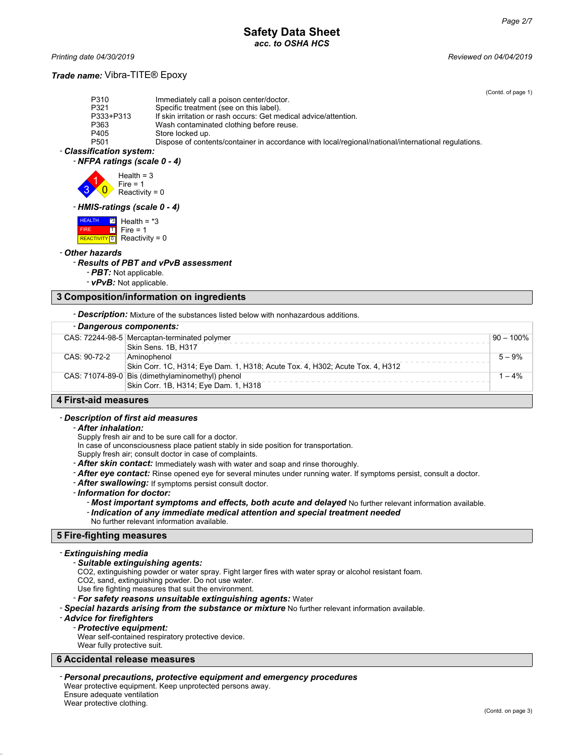**Trade name:** Vibra-TITE® Epoxy

(Contd. of page 1)

| | |
|---|---|
| P310 | Immediately call a poison center/doctor. |
| P321 | Specific treatment (see on this label). |
| P333+P313 | If skin irritation or rash occurs: Get medical advice/attention. |
| P363 | Wash contaminated clothing before reuse. |
| P405 | Store locked up. |
| P501 | Dispose of contents/container in accordance with local/regional/national/international regulations. |

- ***Classification system:***
  - ***NFPA ratings (scale 0 - 4)***

    Health = 3
    Fire = 1
    Reactivity = 0

  - ***HMIS-ratings (scale 0 - 4)***

    HEALTH *3 Health = *3
    FIRE 1 Fire = 1
    REACTIVITY 0 Reactivity = 0

- ***Other hazards***
  - ***Results of PBT and vPvB assessment***
    - ***PBT:*** Not applicable.
    - ***vPvB:*** Not applicable.

## 3 Composition/information on ingredients

- ***Description:*** Mixture of the substances listed below with nonhazardous additions.

| - ***Dangerous components:*** | | |
|---|---|---|
| CAS: 72244-98-5 | Mercaptan-terminated polymer<br>Skin Sens. 1B, H317 | 90 – 100% |
| CAS: 90-72-2 | Aminophenol<br>Skin Corr. 1C, H314; Eye Dam. 1, H318; Acute Tox. 4, H302; Acute Tox. 4, H312 | 5 – 9% |
| CAS: 71074-89-0 | Bis (dimethylaminomethyl) phenol<br>Skin Corr. 1B, H314; Eye Dam. 1, H318 | 1 – 4% |

## 4 First-aid measures

- ***Description of first aid measures***
  - ***After inhalation:***
    Supply fresh air and to be sure call for a doctor.
    In case of unconsciousness place patient stably in side position for transportation.
    Supply fresh air; consult doctor in case of complaints.
  - ***After skin contact:*** Immediately wash with water and soap and rinse thoroughly.
  - ***After eye contact:*** Rinse opened eye for several minutes under running water. If symptoms persist, consult a doctor.
  - ***After swallowing:*** If symptoms persist consult doctor.
  - ***Information for doctor:***
    - ***Most important symptoms and effects, both acute and delayed*** No further relevant information available.
    - ***Indication of any immediate medical attention and special treatment needed***
      No further relevant information available.

## 5 Fire-fighting measures

- ***Extinguishing media***
  - ***Suitable extinguishing agents:***
    $CO_2$, extinguishing powder or water spray. Fight larger fires with water spray or alcohol resistant foam.
    $CO_2$, sand, extinguishing powder. Do not use water.
    Use fire fighting measures that suit the environment.
  - ***For safety reasons unsuitable extinguishing agents:*** Water
- ***Special hazards arising from the substance or mixture*** No further relevant information available.
- ***Advice for firefighters***
  - ***Protective equipment:***
    Wear self-contained respiratory protective device.
    Wear fully protective suit.

## 6 Accidental release measures

- ***Personal precautions, protective equipment and emergency procedures***
  Wear protective equipment. Keep unprotected persons away.
  Ensure adequate ventilation
  Wear protective clothing.

(Contd. on page 3)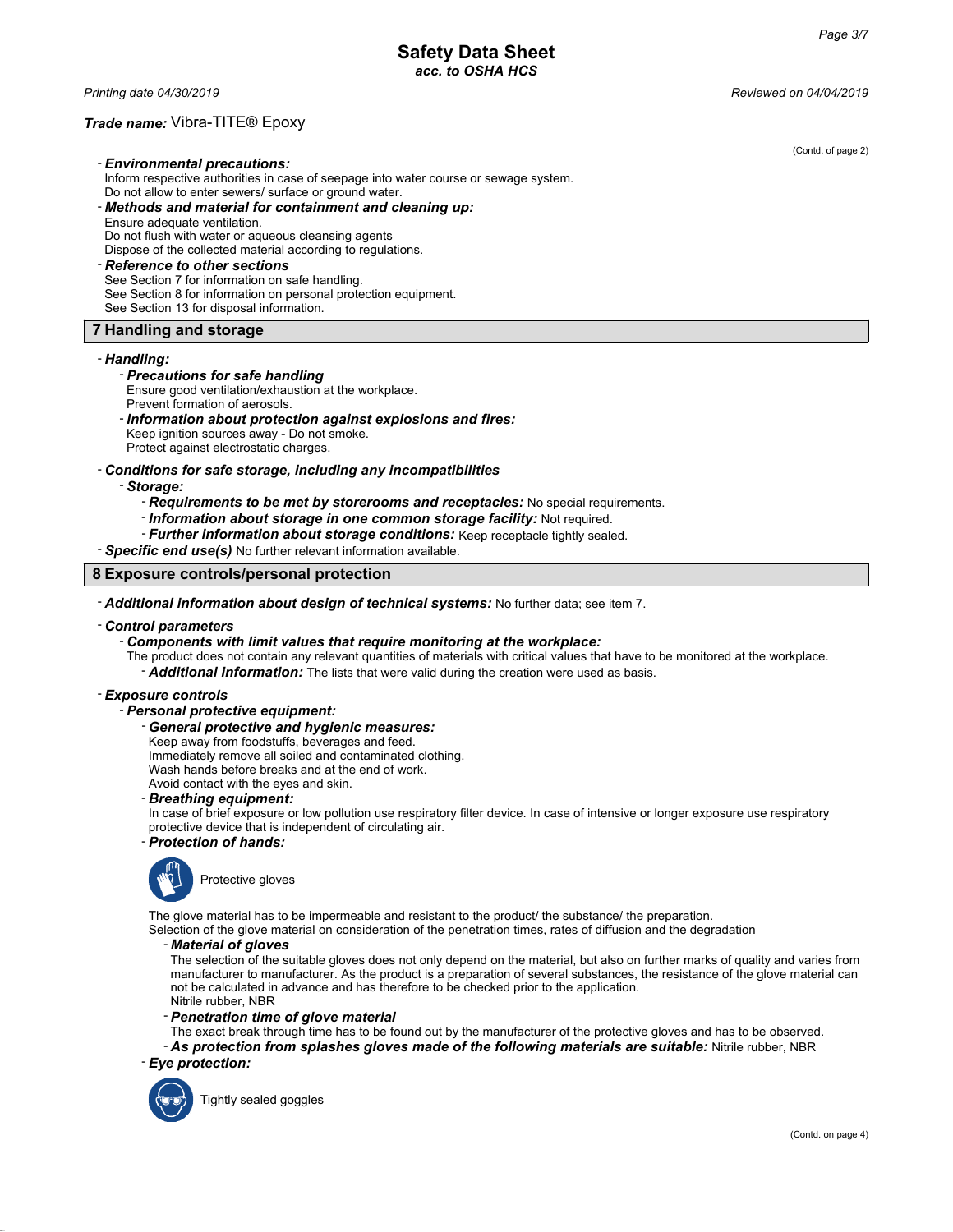- ***Environmental precautions:***
Inform respective authorities in case of seepage into water course or sewage system.
Do not allow to enter sewers/ surface or ground water.
- ***Methods and material for containment and cleaning up:***
Ensure adequate ventilation.
Do not flush with water or aqueous cleansing agents
Dispose of the collected material according to regulations.
- ***Reference to other sections***
See Section 7 for information on safe handling.
See Section 8 for information on personal protection equipment.
See Section 13 for disposal information.

## 7 Handling and storage

- ***Handling:***
  - ***Precautions for safe handling***
  Ensure good ventilation/exhaustion at the workplace.
  Prevent formation of aerosols.
  - ***Information about protection against explosions and fires:***
  Keep ignition sources away - Do not smoke.
  Protect against electrostatic charges.
- ***Conditions for safe storage, including any incompatibilities***
  - ***Storage:***
    - ***Requirements to be met by storerooms and receptacles:*** No special requirements.
    - ***Information about storage in one common storage facility:*** Not required.
    - ***Further information about storage conditions:*** Keep receptacle tightly sealed.
- ***Specific end use(s)*** No further relevant information available.

## 8 Exposure controls/personal protection

- ***Additional information about design of technical systems:*** No further data; see item 7.
- ***Control parameters***
  - ***Components with limit values that require monitoring at the workplace:***
  The product does not contain any relevant quantities of materials with critical values that have to be monitored at the workplace.
    - ***Additional information:*** The lists that were valid during the creation were used as basis.
- ***Exposure controls***
  - ***Personal protective equipment:***
    - ***General protective and hygienic measures:***
    Keep away from foodstuffs, beverages and feed.
    Immediately remove all soiled and contaminated clothing.
    Wash hands before breaks and at the end of work.
    Avoid contact with the eyes and skin.
    - ***Breathing equipment:***
    In case of brief exposure or low pollution use respiratory filter device. In case of intensive or longer exposure use respiratory protective device that is independent of circulating air.
    - ***Protection of hands:***

    Protective gloves

    The glove material has to be impermeable and resistant to the product/ the substance/ the preparation.
    Selection of the glove material on consideration of the penetration times, rates of diffusion and the degradation
      - ***Material of gloves***
      The selection of the suitable gloves does not only depend on the material, but also on further marks of quality and varies from manufacturer to manufacturer. As the product is a preparation of several substances, the resistance of the glove material can not be calculated in advance and has therefore to be checked prior to the application.
      Nitrile rubber, NBR
      - ***Penetration time of glove material***
      The exact break through time has to be found out by the manufacturer of the protective gloves and has to be observed.
      - ***As protection from splashes gloves made of the following materials are suitable:*** Nitrile rubber, NBR
    - ***Eye protection:***

    Tightly sealed goggles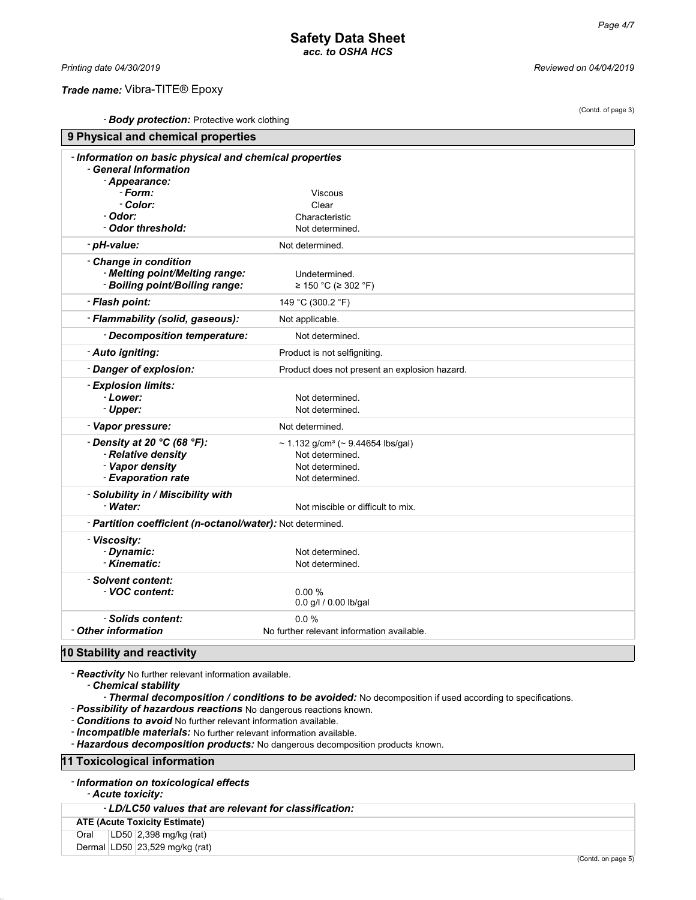Trade name: Vibra-TITE® Epoxy

(Contd. of page 3)

- **Body protection:** Protective work clothing

## 9 Physical and chemical properties

- ***Information on basic physical and chemical properties***
  - ***General Information***
    - ***Appearance:***
      - ***Form:*** Viscous
      - ***Color:*** Clear
    - ***Odor:*** Characteristic
    - ***Odor threshold:*** Not determined.
  - ***pH-value:*** Not determined.
  - ***Change in condition***
    - ***Melting point/Melting range:*** Undetermined.
    - ***Boiling point/Boiling range:*** ≥ 150 °C (≥ 302 °F)
  - ***Flash point:*** 149 °C (300.2 °F)
  - ***Flammability (solid, gaseous):*** Not applicable.
    - ***Decomposition temperature:*** Not determined.
  - ***Auto igniting:*** Product is not selfigniting.
  - ***Danger of explosion:*** Product does not present an explosion hazard.
  - ***Explosion limits:***
    - ***Lower:*** Not determined.
    - ***Upper:*** Not determined.
  - ***Vapor pressure:*** Not determined.
  - ***Density at 20 °C (68 °F):*** ~ 1.132 g/cm³ (~ 9.44654 lbs/gal)
    - ***Relative density*** Not determined.
    - ***Vapor density*** Not determined.
    - ***Evaporation rate*** Not determined.
  - ***Solubility in / Miscibility with***
    - ***Water:*** Not miscible or difficult to mix.
  - ***Partition coefficient (n-octanol/water):*** Not determined.
  - ***Viscosity:***
    - ***Dynamic:*** Not determined.
    - ***Kinematic:*** Not determined.
  - ***Solvent content:***
    - ***VOC content:*** 0.00 %
      0.0 g/l / 0.00 lb/gal
    - ***Solids content:*** 0.0 %
- ***Other information*** No further relevant information available.

## 10 Stability and reactivity

- ***Reactivity*** No further relevant information available.
  - ***Chemical stability***
    - ***Thermal decomposition / conditions to be avoided:*** No decomposition if used according to specifications.
- ***Possibility of hazardous reactions*** No dangerous reactions known.
- ***Conditions to avoid*** No further relevant information available.
- ***Incompatible materials:*** No further relevant information available.
- ***Hazardous decomposition products:*** No dangerous decomposition products known.

## 11 Toxicological information

- ***Information on toxicological effects***
  - ***Acute toxicity:***

- ***LD/LC50 values that are relevant for classification:***

| ATE (Acute Toxicity Estimate) | | |
|---|---|---|
| Oral | LD50 | 2,398 mg/kg (rat) |
| Dermal | LD50 | 23,529 mg/kg (rat) |

(Contd. on page 5)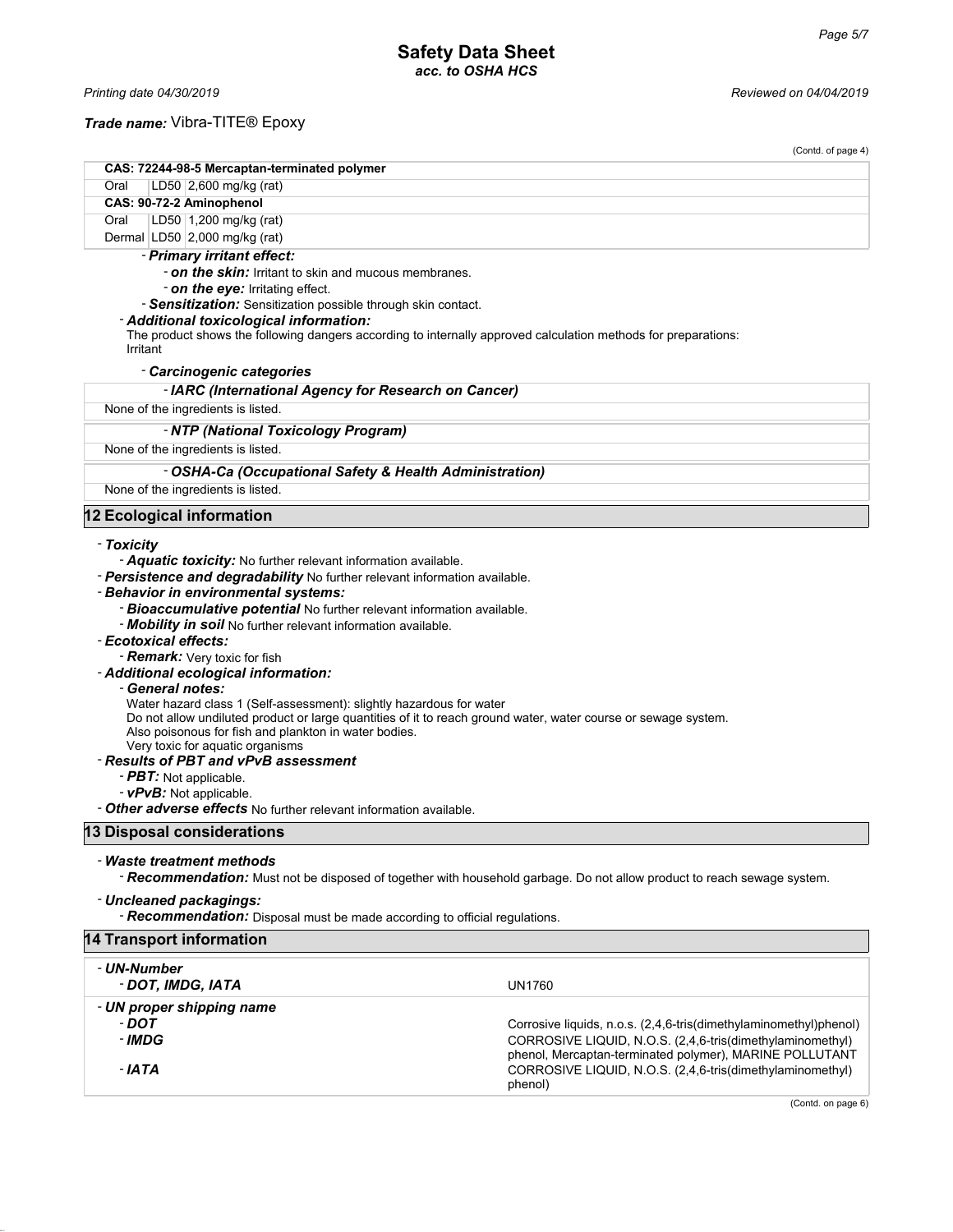(Contd. of page 4)

| CAS: 72244-98-5 Mercaptan-terminated polymer | | |
|---|---|---|
| Oral | LD50 | 2,600 mg/kg (rat) |
| **CAS: 90-72-2 Aminophenol** | | |
| Oral | LD50 | 1,200 mg/kg (rat) |
| Dermal | LD50 | 2,000 mg/kg (rat) |

- ***Primary irritant effect:***
  - ***on the skin:*** Irritant to skin and mucous membranes.
  - ***on the eye:*** Irritating effect.
  - ***Sensitization:*** Sensitization possible through skin contact.
- ***Additional toxicological information:***
  The product shows the following dangers according to internally approved calculation methods for preparations:
  Irritant
- ***Carcinogenic categories***

| - IARC (International Agency for Research on Cancer) |
|---|
| None of the ingredients is listed. |

| - NTP (National Toxicology Program) |
|---|
| None of the ingredients is listed. |

| - OSHA-Ca (Occupational Safety & Health Administration) |
|---|
| None of the ingredients is listed. |

## 12 Ecological information

- ***Toxicity***
  - ***Aquatic toxicity:*** No further relevant information available.
- ***Persistence and degradability*** No further relevant information available.
- ***Behavior in environmental systems:***
  - ***Bioaccumulative potential*** No further relevant information available.
  - ***Mobility in soil*** No further relevant information available.
- ***Ecotoxical effects:***
  - ***Remark:*** Very toxic for fish
- ***Additional ecological information:***
  - ***General notes:***
    Water hazard class 1 (Self-assessment): slightly hazardous for water
    Do not allow undiluted product or large quantities of it to reach ground water, water course or sewage system.
    Also poisonous for fish and plankton in water bodies.
    Very toxic for aquatic organisms
- ***Results of PBT and vPvB assessment***
  - ***PBT:*** Not applicable.
  - ***vPvB:*** Not applicable.
- ***Other adverse effects*** No further relevant information available.

## 13 Disposal considerations

- ***Waste treatment methods***
  - ***Recommendation:*** Must not be disposed of together with household garbage. Do not allow product to reach sewage system.
- ***Uncleaned packagings:***
  - ***Recommendation:*** Disposal must be made according to official regulations.

## 14 Transport information

| | |
|---|---|
| - ***UN-Number*** | |
| - ***DOT, IMDG, IATA*** | UN1760 |
| - ***UN proper shipping name*** | |
| - ***DOT*** | Corrosive liquids, n.o.s. (2,4,6-tris(dimethylaminomethyl)phenol) |
| - ***IMDG*** | CORROSIVE LIQUID, N.O.S. (2,4,6-tris(dimethylaminomethyl) phenol, Mercaptan-terminated polymer), MARINE POLLUTANT |
| - ***IATA*** | CORROSIVE LIQUID, N.O.S. (2,4,6-tris(dimethylaminomethyl) phenol) |

(Contd. on page 6)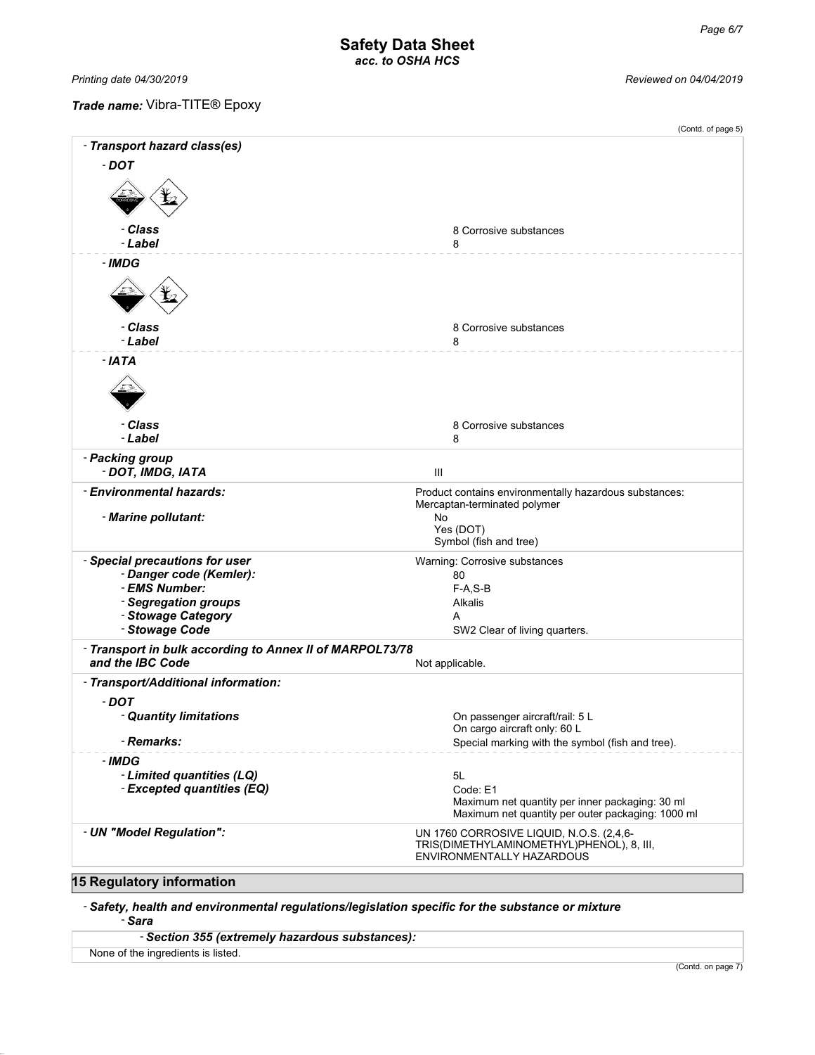**Safety Data Sheet**
*acc. to OSHA HCS*

*Printing date 04/30/2019* *Reviewed on 04/04/2019*

***Trade name:*** Vibra-TITE® Epoxy

(Contd. of page 5)

| | |
|---|---|
| **- *Transport hazard class(es)*** | |
| **- *DOT*** | |
| - ***Class*** | 8 Corrosive substances |
| - ***Label*** | 8 |
| **- *IMDG*** | |
| - ***Class*** | 8 Corrosive substances |
| - ***Label*** | 8 |
| **- *IATA*** | |
| - ***Class*** | 8 Corrosive substances |
| - ***Label*** | 8 |
| **- *Packing group*** | |
| - ***DOT, IMDG, IATA*** | III |
| **- *Environmental hazards:*** | Product contains environmentally hazardous substances: Mercaptan-terminated polymer |
| - ***Marine pollutant:*** | No<br>Yes (DOT)<br>Symbol (fish and tree) |
| **- *Special precautions for user*** | Warning: Corrosive substances |
| - ***Danger code (Kemler):*** | 80 |
| - ***EMS Number:*** | F-A,S-B |
| - ***Segregation groups*** | Alkalis |
| - ***Stowage Category*** | A |
| - ***Stowage Code*** | SW2 Clear of living quarters. |
| **- *Transport in bulk according to Annex II of MARPOL73/78 and the IBC Code*** | Not applicable. |
| **- *Transport/Additional information:*** | |
| **- *DOT*** | |
| - ***Quantity limitations*** | On passenger aircraft/rail: 5 L<br>On cargo aircraft only: 60 L |
| - ***Remarks:*** | Special marking with the symbol (fish and tree). |
| **- *IMDG*** | |
| - ***Limited quantities (LQ)*** | 5L |
| - ***Excepted quantities (EQ)*** | Code: E1<br>Maximum net quantity per inner packaging: 30 ml<br>Maximum net quantity per outer packaging: 1000 ml |
| **- *UN "Model Regulation":*** | UN 1760 CORROSIVE LIQUID, N.O.S. (2,4,6-TRIS(DIMETHYLAMINOMETHYL)PHENOL), 8, III, ENVIRONMENTALLY HAZARDOUS |

## 15 Regulatory information

- ***Safety, health and environmental regulations/legislation specific for the substance or mixture***
  - ***Sara***

| - ***Section 355 (extremely hazardous substances):*** |
|---|
| None of the ingredients is listed. |

(Contd. on page 7)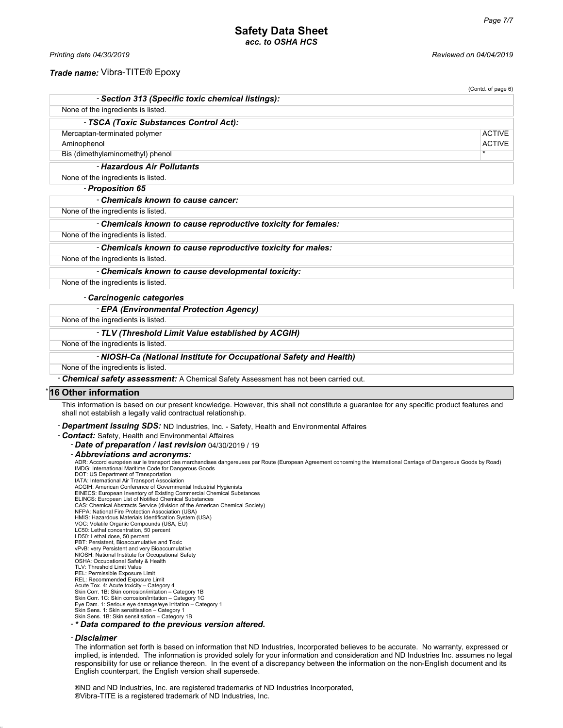(Contd. of page 6)

- ***Section 313 (Specific toxic chemical listings):***

None of the ingredients is listed.

- ***TSCA (Toxic Substances Control Act):***

| | |
|---|---|
| Mercaptan-terminated polymer | ACTIVE |
| Aminophenol | ACTIVE |
| Bis (dimethylaminomethyl) phenol | * |

- ***Hazardous Air Pollutants***

None of the ingredients is listed.

- ***Proposition 65***

- ***Chemicals known to cause cancer:***

None of the ingredients is listed.

- ***Chemicals known to cause reproductive toxicity for females:***

None of the ingredients is listed.

- ***Chemicals known to cause reproductive toxicity for males:***

None of the ingredients is listed.

- ***Chemicals known to cause developmental toxicity:***

None of the ingredients is listed.

- ***Carcinogenic categories***

- ***EPA (Environmental Protection Agency)***

None of the ingredients is listed.

- ***TLV (Threshold Limit Value established by ACGIH)***

None of the ingredients is listed.

- ***NIOSH-Ca (National Institute for Occupational Safety and Health)***

None of the ingredients is listed.

- ***Chemical safety assessment:*** A Chemical Safety Assessment has not been carried out.

## * 16 Other information

This information is based on our present knowledge. However, this shall not constitute a guarantee for any specific product features and shall not establish a legally valid contractual relationship.

- ***Department issuing SDS:*** ND Industries, Inc. - Safety, Health and Environmental Affaires
- ***Contact:*** Safety, Health and Environmental Affaires
  - ***Date of preparation / last revision*** 04/30/2019 / 19
  - ***Abbreviations and acronyms:***

ADR: Accord européen sur le transport des marchandises dangereuses par Route (European Agreement concerning the International Carriage of Dangerous Goods by Road)
IMDG: International Maritime Code for Dangerous Goods
DOT: US Department of Transportation
IATA: International Air Transport Association
ACGIH: American Conference of Governmental Industrial Hygienists
EINECS: European Inventory of Existing Commercial Chemical Substances
ELINCS: European List of Notified Chemical Substances
CAS: Chemical Abstracts Service (division of the American Chemical Society)
NFPA: National Fire Protection Association (USA)
HMIS: Hazardous Materials Identification System (USA)
VOC: Volatile Organic Compounds (USA, EU)
LC50: Lethal concentration, 50 percent
LD50: Lethal dose, 50 percent
PBT: Persistent, Bioaccumulative and Toxic
vPvB: very Persistent and very Bioaccumulative
NIOSH: National Institute for Occupational Safety
OSHA: Occupational Safety & Health
TLV: Threshold Limit Value
PEL: Permissible Exposure Limit
REL: Recommended Exposure Limit
Acute Tox. 4: Acute toxicity – Category 4
Skin Corr. 1B: Skin corrosion/irritation – Category 1B
Skin Corr. 1C: Skin corrosion/irritation – Category 1C
Eye Dam. 1: Serious eye damage/eye irritation – Category 1
Skin Sens. 1: Skin sensitisation – Category 1
Skin Sens. 1B: Skin sensitisation – Category 1B

- ***\* Data compared to the previous version altered.***

- ***Disclaimer***

The information set forth is based on information that ND Industries, Incorporated believes to be accurate. No warranty, expressed or implied, is intended. The information is provided solely for your information and consideration and ND Industries Inc. assumes no legal responsibility for use or reliance thereon. In the event of a discrepancy between the information on the non-English document and its English counterpart, the English version shall supersede.

®ND and ND Industries, Inc. are registered trademarks of ND Industries Incorporated,
®Vibra-TITE is a registered trademark of ND Industries, Inc.